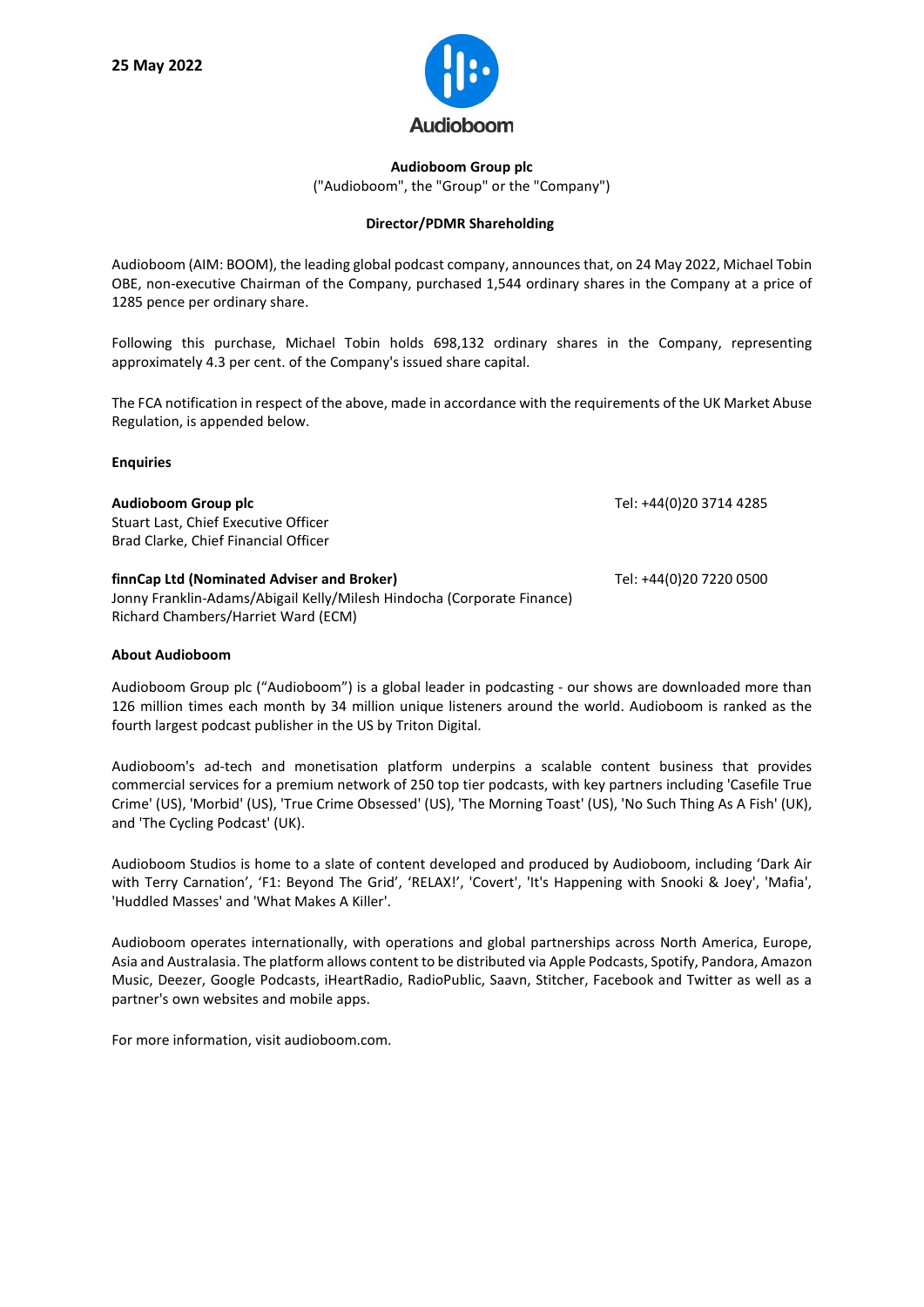**25 May 2022**

Audioboom

**Audioboom Group plc**
("Audioboom", the "Group" or the "Company")

**Director/PDMR Shareholding**

Audioboom (AIM: BOOM), the leading global podcast company, announces that, on 24 May 2022, Michael Tobin OBE, non-executive Chairman of the Company, purchased 1,544 ordinary shares in the Company at a price of 1285 pence per ordinary share.

Following this purchase, Michael Tobin holds 698,132 ordinary shares in the Company, representing approximately 4.3 per cent. of the Company's issued share capital.

The FCA notification in respect of the above, made in accordance with the requirements of the UK Market Abuse Regulation, is appended below.

**Enquiries**

**Audioboom Group plc** Tel: +44(0)20 3714 4285
Stuart Last, Chief Executive Officer
Brad Clarke, Chief Financial Officer

**finnCap Ltd (Nominated Adviser and Broker)** Tel: +44(0)20 7220 0500
Jonny Franklin-Adams/Abigail Kelly/Milesh Hindocha (Corporate Finance)
Richard Chambers/Harriet Ward (ECM)

**About Audioboom**

Audioboom Group plc ("Audioboom") is a global leader in podcasting - our shows are downloaded more than 126 million times each month by 34 million unique listeners around the world. Audioboom is ranked as the fourth largest podcast publisher in the US by Triton Digital.

Audioboom's ad-tech and monetisation platform underpins a scalable content business that provides commercial services for a premium network of 250 top tier podcasts, with key partners including 'Casefile True Crime' (US), 'Morbid' (US), 'True Crime Obsessed' (US), 'The Morning Toast' (US), 'No Such Thing As A Fish' (UK), and 'The Cycling Podcast' (UK).

Audioboom Studios is home to a slate of content developed and produced by Audioboom, including 'Dark Air with Terry Carnation', 'F1: Beyond The Grid', 'RELAX!', 'Covert', 'It's Happening with Snooki & Joey', 'Mafia', 'Huddled Masses' and 'What Makes A Killer'.

Audioboom operates internationally, with operations and global partnerships across North America, Europe, Asia and Australasia. The platform allows content to be distributed via Apple Podcasts, Spotify, Pandora, Amazon Music, Deezer, Google Podcasts, iHeartRadio, RadioPublic, Saavn, Stitcher, Facebook and Twitter as well as a partner's own websites and mobile apps.

For more information, visit audioboom.com.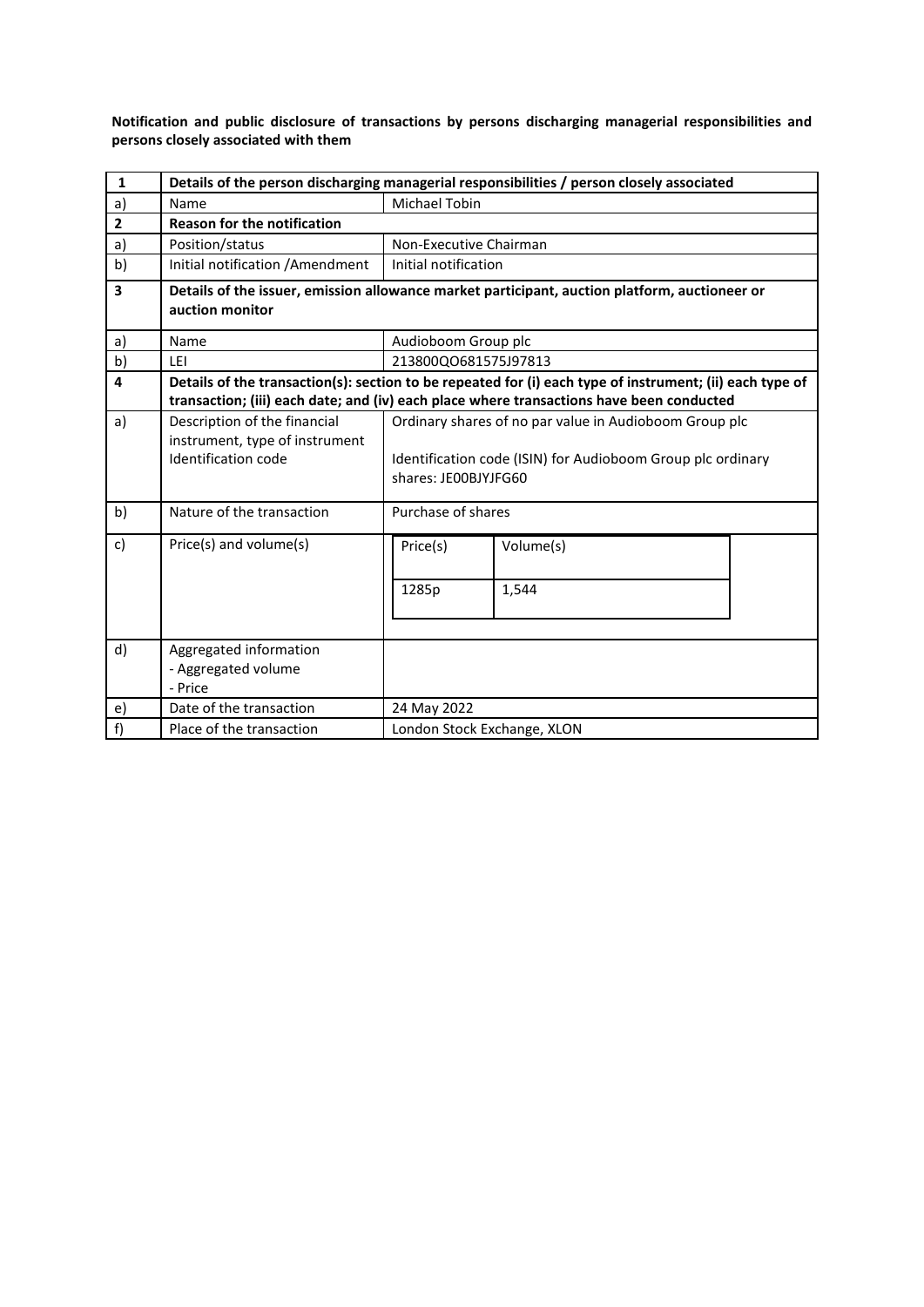**Notification and public disclosure of transactions by persons discharging managerial responsibilities and persons closely associated with them**

| | | |
|---|---|---|
| **1** | **Details of the person discharging managerial responsibilities / person closely associated** | |
| a) | Name | Michael Tobin |
| **2** | **Reason for the notification** | |
| a) | Position/status | Non-Executive Chairman |
| b) | Initial notification /Amendment | Initial notification |
| **3** | **Details of the issuer, emission allowance market participant, auction platform, auctioneer or auction monitor** | |
| a) | Name | Audioboom Group plc |
| b) | LEI | 213800QO681575J97813 |
| **4** | **Details of the transaction(s): section to be repeated for (i) each type of instrument; (ii) each type of transaction; (iii) each date; and (iv) each place where transactions have been conducted** | |
| a) | Description of the financial instrument, type of instrument<br>Identification code | Ordinary shares of no par value in Audioboom Group plc<br><br>Identification code (ISIN) for Audioboom Group plc ordinary shares: JE00BJYJFG60 |
| b) | Nature of the transaction | Purchase of shares |
| c) | Price(s) and volume(s) | Price(s): 1285p<br>Volume(s): 1,544 |
| d) | Aggregated information<br>- Aggregated volume<br>- Price | |
| e) | Date of the transaction | 24 May 2022 |
| f) | Place of the transaction | London Stock Exchange, XLON |